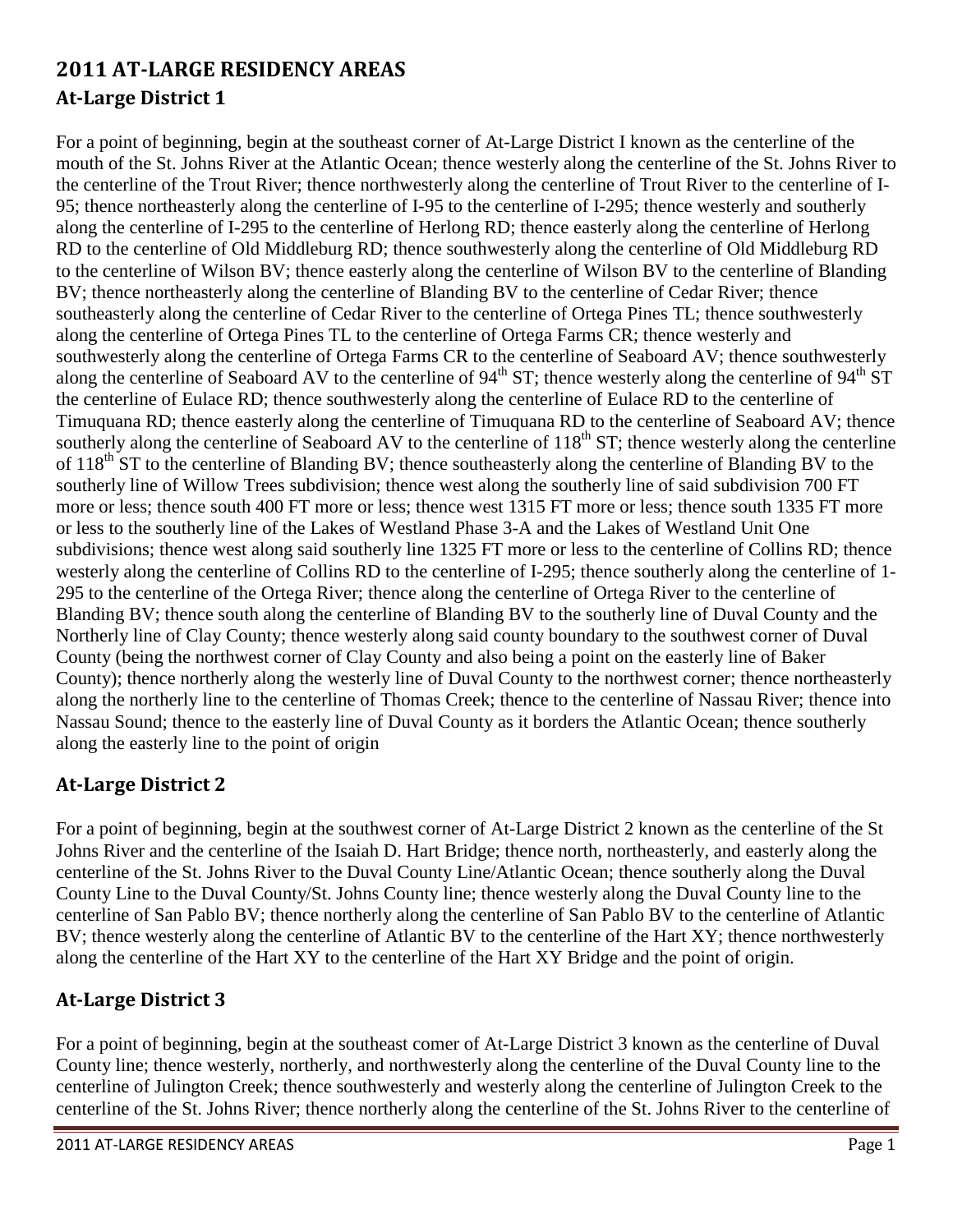# 2011 AT-LARGE RESIDENCY AREAS

## At-Large District 1

For a point of beginning, begin at the southeast corner of At-Large District I known as the centerline of the mouth of the St. Johns River at the Atlantic Ocean; thence westerly along the centerline of the St. Johns River to the centerline of the Trout River; thence northwesterly along the centerline of Trout River to the centerline of I-95; thence northeasterly along the centerline of I-95 to the centerline of I-295; thence westerly and southerly along the centerline of I-295 to the centerline of Herlong RD; thence easterly along the centerline of Herlong RD to the centerline of Old Middleburg RD; thence southwesterly along the centerline of Old Middleburg RD to the centerline of Wilson BV; thence easterly along the centerline of Wilson BV to the centerline of Blanding BV; thence northeasterly along the centerline of Blanding BV to the centerline of Cedar River; thence southeasterly along the centerline of Cedar River to the centerline of Ortega Pines TL; thence southwesterly along the centerline of Ortega Pines TL to the centerline of Ortega Farms CR; thence westerly and southwesterly along the centerline of Ortega Farms CR to the centerline of Seaboard AV; thence southwesterly along the centerline of Seaboard AV to the centerline of 94th ST; thence westerly along the centerline of 94th ST the centerline of Eulace RD; thence southwesterly along the centerline of Eulace RD to the centerline of Timuquana RD; thence easterly along the centerline of Timuquana RD to the centerline of Seaboard AV; thence southerly along the centerline of Seaboard AV to the centerline of 118th ST; thence westerly along the centerline of 118th ST to the centerline of Blanding BV; thence southeasterly along the centerline of Blanding BV to the southerly line of Willow Trees subdivision; thence west along the southerly line of said subdivision 700 FT more or less; thence south 400 FT more or less; thence west 1315 FT more or less; thence south 1335 FT more or less to the southerly line of the Lakes of Westland Phase 3-A and the Lakes of Westland Unit One subdivisions; thence west along said southerly line 1325 FT more or less to the centerline of Collins RD; thence westerly along the centerline of Collins RD to the centerline of I-295; thence southerly along the centerline of 1-295 to the centerline of the Ortega River; thence along the centerline of Ortega River to the centerline of Blanding BV; thence south along the centerline of Blanding BV to the southerly line of Duval County and the Northerly line of Clay County; thence westerly along said county boundary to the southwest corner of Duval County (being the northwest corner of Clay County and also being a point on the easterly line of Baker County); thence northerly along the westerly line of Duval County to the northwest corner; thence northeasterly along the northerly line to the centerline of Thomas Creek; thence to the centerline of Nassau River; thence into Nassau Sound; thence to the easterly line of Duval County as it borders the Atlantic Ocean; thence southerly along the easterly line to the point of origin

## At-Large District 2

For a point of beginning, begin at the southwest corner of At-Large District 2 known as the centerline of the St Johns River and the centerline of the Isaiah D. Hart Bridge; thence north, northeasterly, and easterly along the centerline of the St. Johns River to the Duval County Line/Atlantic Ocean; thence southerly along the Duval County Line to the Duval County/St. Johns County line; thence westerly along the Duval County line to the centerline of San Pablo BV; thence northerly along the centerline of San Pablo BV to the centerline of Atlantic BV; thence westerly along the centerline of Atlantic BV to the centerline of the Hart XY; thence northwesterly along the centerline of the Hart XY to the centerline of the Hart XY Bridge and the point of origin.

## At-Large District 3

For a point of beginning, begin at the southeast comer of At-Large District 3 known as the centerline of Duval County line; thence westerly, northerly, and northwesterly along the centerline of the Duval County line to the centerline of Julington Creek; thence southwesterly and westerly along the centerline of Julington Creek to the centerline of the St. Johns River; thence northerly along the centerline of the St. Johns River to the centerline of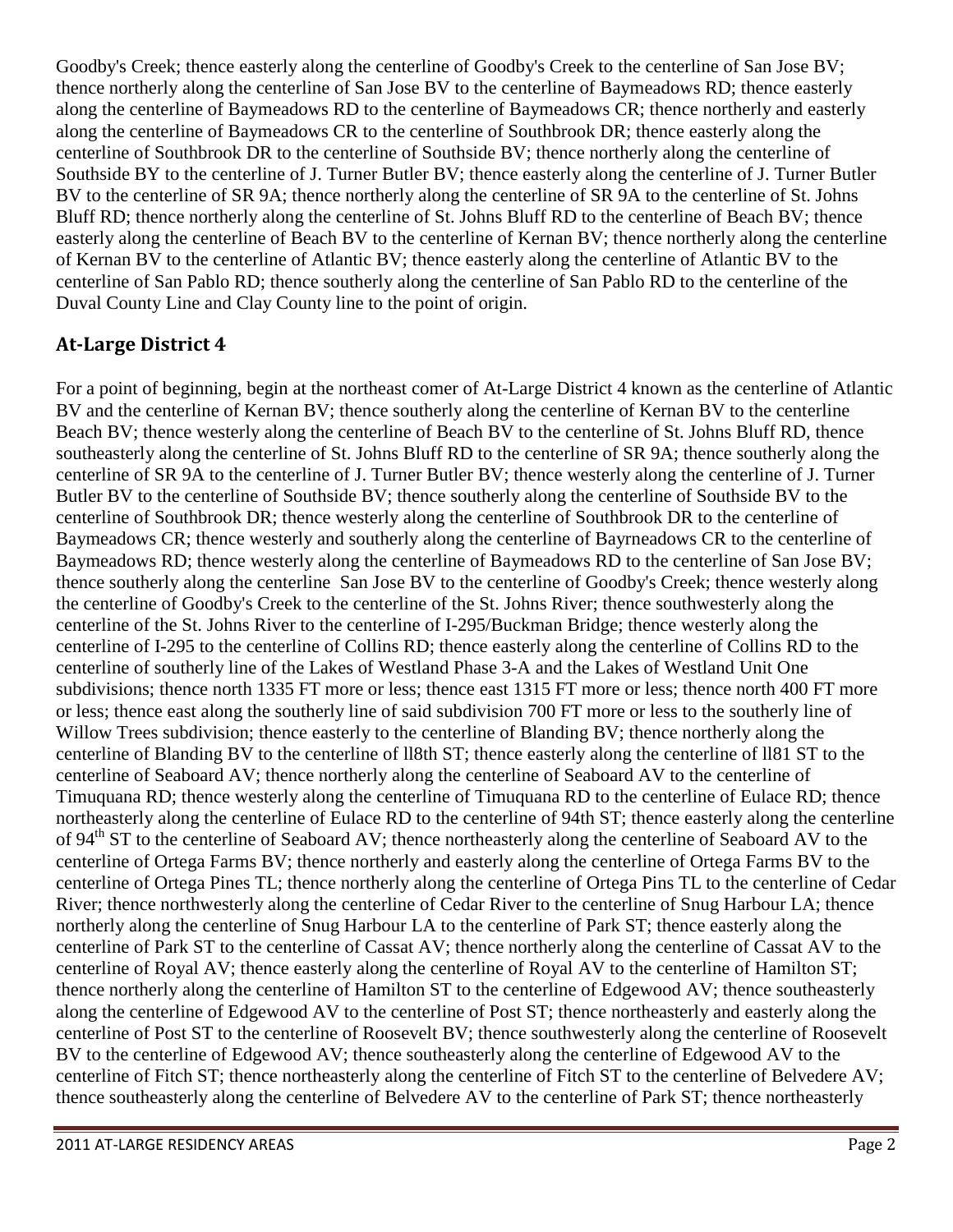Goodby's Creek; thence easterly along the centerline of Goodby's Creek to the centerline of San Jose BV; thence northerly along the centerline of San Jose BV to the centerline of Baymeadows RD; thence easterly along the centerline of Baymeadows RD to the centerline of Baymeadows CR; thence northerly and easterly along the centerline of Baymeadows CR to the centerline of Southbrook DR; thence easterly along the centerline of Southbrook DR to the centerline of Southside BV; thence northerly along the centerline of Southside BY to the centerline of J. Turner Butler BV; thence easterly along the centerline of J. Turner Butler BV to the centerline of SR 9A; thence northerly along the centerline of SR 9A to the centerline of St. Johns Bluff RD; thence northerly along the centerline of St. Johns Bluff RD to the centerline of Beach BV; thence easterly along the centerline of Beach BV to the centerline of Kernan BV; thence northerly along the centerline of Kernan BV to the centerline of Atlantic BV; thence easterly along the centerline of Atlantic BV to the centerline of San Pablo RD; thence southerly along the centerline of San Pablo RD to the centerline of the Duval County Line and Clay County line to the point of origin.

## At-Large District 4

For a point of beginning, begin at the northeast comer of At-Large District 4 known as the centerline of Atlantic BV and the centerline of Kernan BV; thence southerly along the centerline of Kernan BV to the centerline Beach BV; thence westerly along the centerline of Beach BV to the centerline of St. Johns Bluff RD, thence southeasterly along the centerline of St. Johns Bluff RD to the centerline of SR 9A; thence southerly along the centerline of SR 9A to the centerline of J. Turner Butler BV; thence westerly along the centerline of J. Turner Butler BV to the centerline of Southside BV; thence southerly along the centerline of Southside BV to the centerline of Southbrook DR; thence westerly along the centerline of Southbrook DR to the centerline of Baymeadows CR; thence westerly and southerly along the centerline of Bayrneadows CR to the centerline of Baymeadows RD; thence westerly along the centerline of Baymeadows RD to the centerline of San Jose BV; thence southerly along the centerline San Jose BV to the centerline of Goodby's Creek; thence westerly along the centerline of Goodby's Creek to the centerline of the St. Johns River; thence southwesterly along the centerline of the St. Johns River to the centerline of I-295/Buckman Bridge; thence westerly along the centerline of I-295 to the centerline of Collins RD; thence easterly along the centerline of Collins RD to the centerline of southerly line of the Lakes of Westland Phase 3-A and the Lakes of Westland Unit One subdivisions; thence north 1335 FT more or less; thence east 1315 FT more or less; thence north 400 FT more or less; thence east along the southerly line of said subdivision 700 FT more or less to the southerly line of Willow Trees subdivision; thence easterly to the centerline of Blanding BV; thence northerly along the centerline of Blanding BV to the centerline of ll8th ST; thence easterly along the centerline of ll81 ST to the centerline of Seaboard AV; thence northerly along the centerline of Seaboard AV to the centerline of Timuquana RD; thence westerly along the centerline of Timuquana RD to the centerline of Eulace RD; thence northeasterly along the centerline of Eulace RD to the centerline of 94th ST; thence easterly along the centerline of 94th ST to the centerline of Seaboard AV; thence northeasterly along the centerline of Seaboard AV to the centerline of Ortega Farms BV; thence northerly and easterly along the centerline of Ortega Farms BV to the centerline of Ortega Pines TL; thence northerly along the centerline of Ortega Pins TL to the centerline of Cedar River; thence northwesterly along the centerline of Cedar River to the centerline of Snug Harbour LA; thence northerly along the centerline of Snug Harbour LA to the centerline of Park ST; thence easterly along the centerline of Park ST to the centerline of Cassat AV; thence northerly along the centerline of Cassat AV to the centerline of Royal AV; thence easterly along the centerline of Royal AV to the centerline of Hamilton ST; thence northerly along the centerline of Hamilton ST to the centerline of Edgewood AV; thence southeasterly along the centerline of Edgewood AV to the centerline of Post ST; thence northeasterly and easterly along the centerline of Post ST to the centerline of Roosevelt BV; thence southwesterly along the centerline of Roosevelt BV to the centerline of Edgewood AV; thence southeasterly along the centerline of Edgewood AV to the centerline of Fitch ST; thence northeasterly along the centerline of Fitch ST to the centerline of Belvedere AV; thence southeasterly along the centerline of Belvedere AV to the centerline of Park ST; thence northeasterly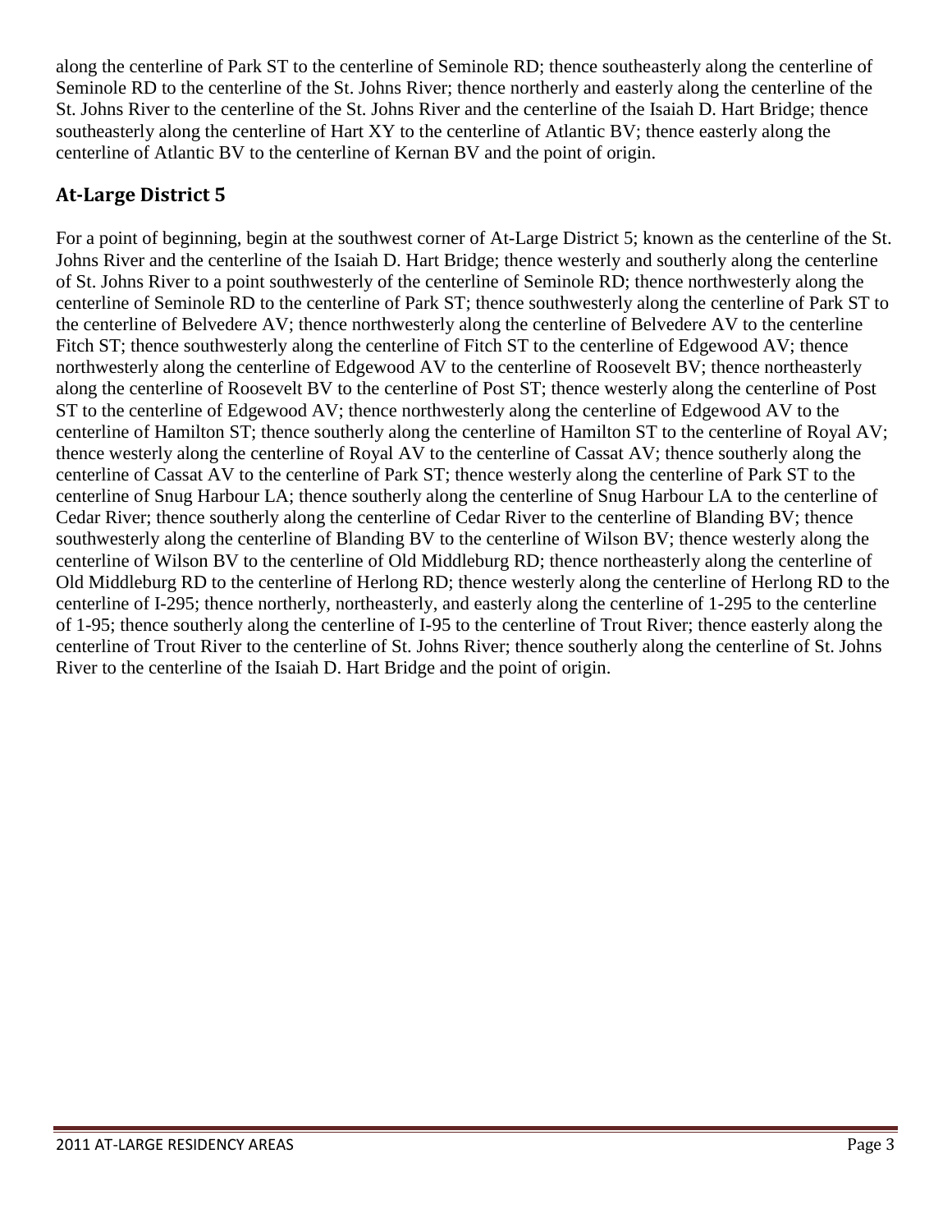along the centerline of Park ST to the centerline of Seminole RD; thence southeasterly along the centerline of Seminole RD to the centerline of the St. Johns River; thence northerly and easterly along the centerline of the St. Johns River to the centerline of the St. Johns River and the centerline of the Isaiah D. Hart Bridge; thence southeasterly along the centerline of Hart XY to the centerline of Atlantic BV; thence easterly along the centerline of Atlantic BV to the centerline of Kernan BV and the point of origin.

## At-Large District 5

For a point of beginning, begin at the southwest corner of At-Large District 5; known as the centerline of the St. Johns River and the centerline of the Isaiah D. Hart Bridge; thence westerly and southerly along the centerline of St. Johns River to a point southwesterly of the centerline of Seminole RD; thence northwesterly along the centerline of Seminole RD to the centerline of Park ST; thence southwesterly along the centerline of Park ST to the centerline of Belvedere AV; thence northwesterly along the centerline of Belvedere AV to the centerline Fitch ST; thence southwesterly along the centerline of Fitch ST to the centerline of Edgewood AV; thence northwesterly along the centerline of Edgewood AV to the centerline of Roosevelt BV; thence northeasterly along the centerline of Roosevelt BV to the centerline of Post ST; thence westerly along the centerline of Post ST to the centerline of Edgewood AV; thence northwesterly along the centerline of Edgewood AV to the centerline of Hamilton ST; thence southerly along the centerline of Hamilton ST to the centerline of Royal AV; thence westerly along the centerline of Royal AV to the centerline of Cassat AV; thence southerly along the centerline of Cassat AV to the centerline of Park ST; thence westerly along the centerline of Park ST to the centerline of Snug Harbour LA; thence southerly along the centerline of Snug Harbour LA to the centerline of Cedar River; thence southerly along the centerline of Cedar River to the centerline of Blanding BV; thence southwesterly along the centerline of Blanding BV to the centerline of Wilson BV; thence westerly along the centerline of Wilson BV to the centerline of Old Middleburg RD; thence northeasterly along the centerline of Old Middleburg RD to the centerline of Herlong RD; thence westerly along the centerline of Herlong RD to the centerline of I-295; thence northerly, northeasterly, and easterly along the centerline of 1-295 to the centerline of 1-95; thence southerly along the centerline of I-95 to the centerline of Trout River; thence easterly along the centerline of Trout River to the centerline of St. Johns River; thence southerly along the centerline of St. Johns River to the centerline of the Isaiah D. Hart Bridge and the point of origin.